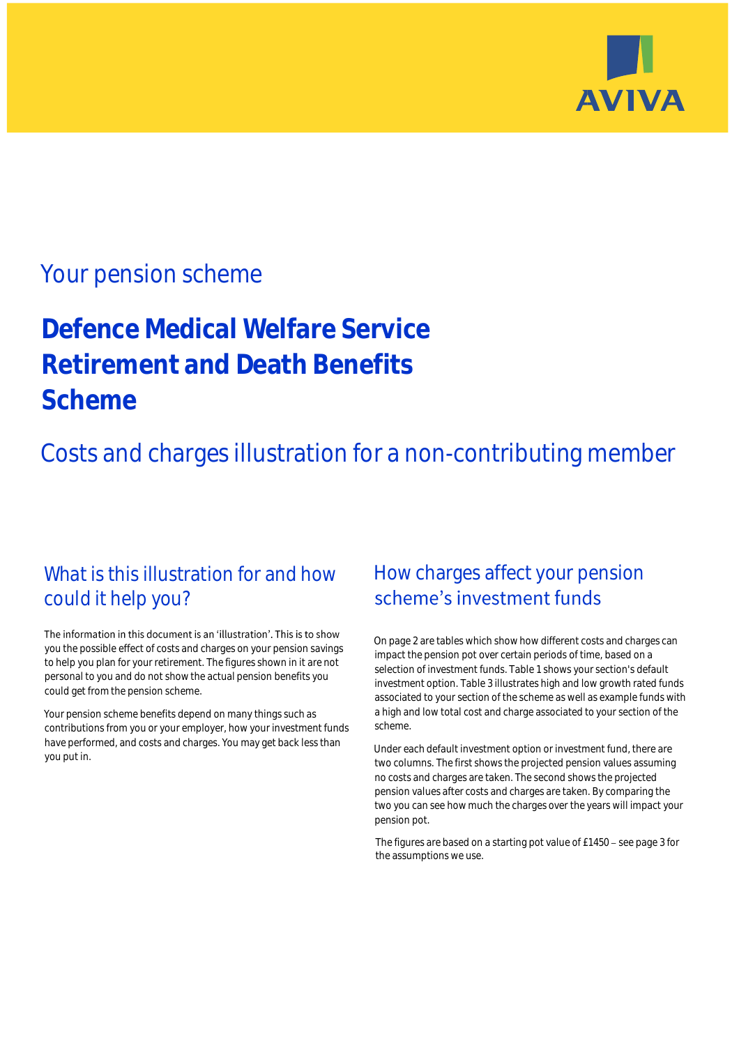AVIVA

## Your pension scheme

# Defence Medical Welfare Service Retirement and Death Benefits Scheme

## Costs and charges illustration for a non-contributing member

### What is this illustration for and how could it help you?

The information in this document is an 'illustration'. This is to show you the possible effect of costs and charges on your pension savings to help you plan for your retirement. The figures shown in it are not personal to you and do not show the actual pension benefits you could get from the pension scheme.

Your pension scheme benefits depend on many things such as contributions from you or your employer, how your investment funds have performed, and costs and charges. You may get back less than you put in.

### How charges affect your pension scheme's investment funds

On page 2 are tables which show how different costs and charges can impact the pension pot over certain periods of time, based on a selection of investment funds. Table 1 shows your section's default investment option. Table 3 illustrates high and low growth rated funds associated to your section of the scheme as well as example funds with a high and low total cost and charge associated to your section of the scheme.

Under each default investment option or investment fund, there are two columns. The first shows the projected pension values assuming no costs and charges are taken. The second shows the projected pension values after costs and charges are taken. By comparing the two you can see how much the charges over the years will impact your pension pot.

The figures are based on a starting pot value of £1450 – see page 3 for the assumptions we use.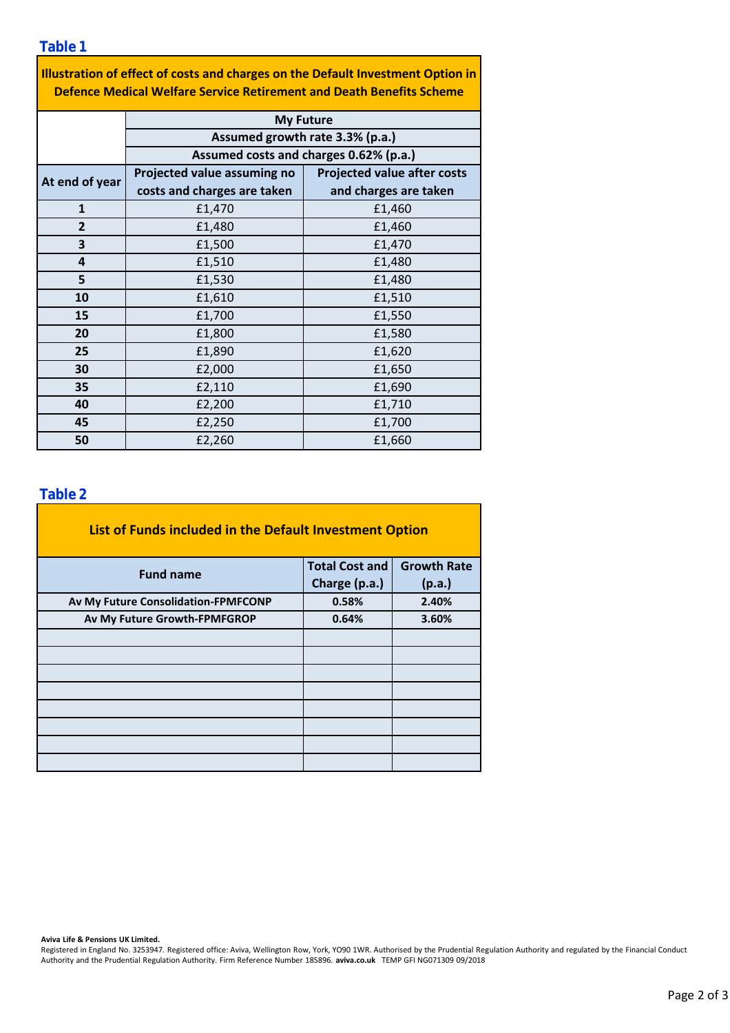## Table 1

| Illustration of effect of costs and charges on the Default Investment Option in Defence Medical Welfare Service Retirement and Death Benefits Scheme | | |
|---|---|---|
| | My Future | |
| | Assumed growth rate 3.3% (p.a.) | |
| | Assumed costs and charges 0.62% (p.a.) | |
| **At end of year** | **Projected value assuming no costs and charges are taken** | **Projected value after costs and charges are taken** |
| **1** | £1,470 | £1,460 |
| **2** | £1,480 | £1,460 |
| **3** | £1,500 | £1,470 |
| **4** | £1,510 | £1,480 |
| **5** | £1,530 | £1,480 |
| **10** | £1,610 | £1,510 |
| **15** | £1,700 | £1,550 |
| **20** | £1,800 | £1,580 |
| **25** | £1,890 | £1,620 |
| **30** | £2,000 | £1,650 |
| **35** | £2,110 | £1,690 |
| **40** | £2,200 | £1,710 |
| **45** | £2,250 | £1,700 |
| **50** | £2,260 | £1,660 |

## Table 2

**List of Funds included in the Default Investment Option**

| Fund name | Total Cost and Charge (p.a.) | Growth Rate (p.a.) |
|---|---|---|
| **Av My Future Consolidation-FPMFCONP** | **0.58%** | **2.40%** |
| **Av My Future Growth-FPMFGROP** | **0.64%** | **3.60%** |
| | | |
| | | |
| | | |
| | | |
| | | |
| | | |
| | | |
| | | |

**Aviva Life & Pensions UK Limited.**
Registered in England No. 3253947. Registered office: Aviva, Wellington Row, York, YO90 1WR. Authorised by the Prudential Regulation Authority and regulated by the Financial Conduct Authority and the Prudential Regulation Authority. Firm Reference Number 185896. **aviva.co.uk** TEMP GFI NG071309 09/2018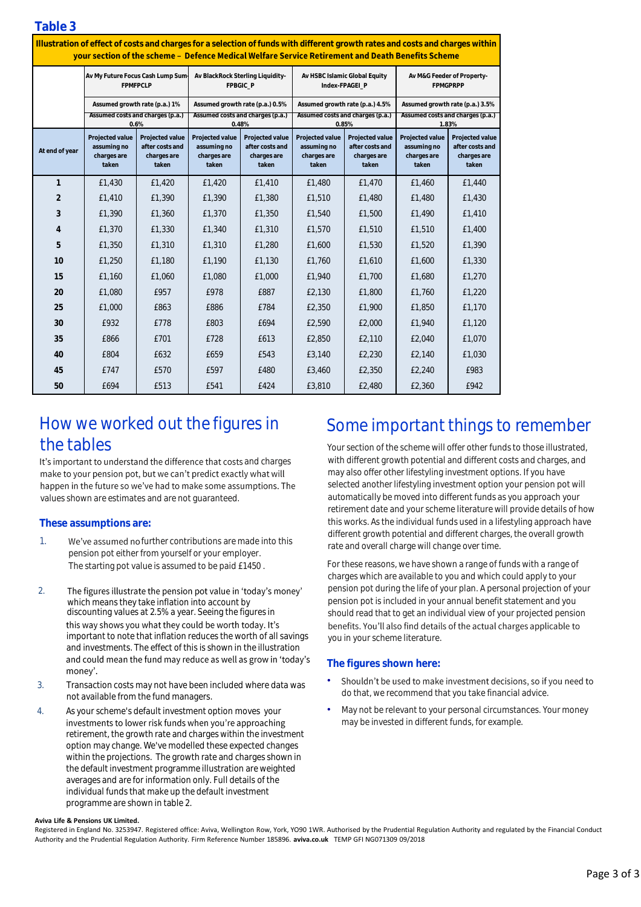## Table 3

| Illustration of effect of costs and charges for a selection of funds with different growth rates and costs and charges within your section of the scheme – Defence Medical Welfare Service Retirement and Death Benefits Scheme | | | | | | | | |
|---|---|---|---|---|---|---|---|---|
| | Av My Future Focus Cash Lump Sum-FPMFPCLP | | Av BlackRock Sterling Liquidity-FPBGIC_P | | Av HSBC Islamic Global Equity Index-FPAGEI_P | | Av M&G Feeder of Property-FPMGPRPP | |
| | Assumed growth rate (p.a.) 1% | | Assumed growth rate (p.a.) 0.5% | | Assumed growth rate (p.a.) 4.5% | | Assumed growth rate (p.a.) 3.5% | |
| | Assumed costs and charges (p.a.) 0.6% | | Assumed costs and charges (p.a.) 0.48% | | Assumed costs and charges (p.a.) 0.85% | | Assumed costs and charges (p.a.) 1.83% | |
| At end of year | Projected value assuming no charges are taken | Projected value after costs and charges are taken | Projected value assuming no charges are taken | Projected value after costs and charges are taken | Projected value assuming no charges are taken | Projected value after costs and charges are taken | Projected value assuming no charges are taken | Projected value after costs and charges are taken |
| 1 | £1,430 | £1,420 | £1,420 | £1,410 | £1,480 | £1,470 | £1,460 | £1,440 |
| 2 | £1,410 | £1,390 | £1,390 | £1,380 | £1,510 | £1,480 | £1,480 | £1,430 |
| 3 | £1,390 | £1,360 | £1,370 | £1,350 | £1,540 | £1,500 | £1,490 | £1,410 |
| 4 | £1,370 | £1,330 | £1,340 | £1,310 | £1,570 | £1,510 | £1,510 | £1,400 |
| 5 | £1,350 | £1,310 | £1,310 | £1,280 | £1,600 | £1,530 | £1,520 | £1,390 |
| 10 | £1,250 | £1,180 | £1,190 | £1,130 | £1,760 | £1,610 | £1,600 | £1,330 |
| 15 | £1,160 | £1,060 | £1,080 | £1,000 | £1,940 | £1,700 | £1,680 | £1,270 |
| 20 | £1,080 | £957 | £978 | £887 | £2,130 | £1,800 | £1,760 | £1,220 |
| 25 | £1,000 | £863 | £886 | £784 | £2,350 | £1,900 | £1,850 | £1,170 |
| 30 | £932 | £778 | £803 | £694 | £2,590 | £2,000 | £1,940 | £1,120 |
| 35 | £866 | £701 | £728 | £613 | £2,850 | £2,110 | £2,040 | £1,070 |
| 40 | £804 | £632 | £659 | £543 | £3,140 | £2,230 | £2,140 | £1,030 |
| 45 | £747 | £570 | £597 | £480 | £3,460 | £2,350 | £2,240 | £983 |
| 50 | £694 | £513 | £541 | £424 | £3,810 | £2,480 | £2,360 | £942 |

# How we worked out the figures in the tables

It's important to understand the difference that costs and charges make to your pension pot, but we can't predict exactly what will happen in the future so we've had to make some assumptions. The values shown are estimates and are not guaranteed.

### These assumptions are:

1. We've assumed no further contributions are made into this pension pot either from yourself or your employer. The starting pot value is assumed to be paid £1450 .
2. The figures illustrate the pension pot value in 'today's money' which means they take inflation into account by discounting values at 2.5% a year. Seeing the figures in this way shows you what they could be worth today. It's important to note that inflation reduces the worth of all savings and investments. The effect of this is shown in the illustration and could mean the fund may reduce as well as grow in 'today's money'.
3. Transaction costs may not have been included where data was not available from the fund managers.
4. As your scheme's default investment option moves your investments to lower risk funds when you're approaching retirement, the growth rate and charges within the investment option may change. We've modelled these expected changes within the projections. The growth rate and charges shown in the default investment programme illustration are weighted averages and are for information only. Full details of the individual funds that make up the default investment programme are shown in table 2.

# Some important things to remember

Your section of the scheme will offer other funds to those illustrated, with different growth potential and different costs and charges, and may also offer other lifestyling investment options. If you have selected another lifestyling investment option your pension pot will automatically be moved into different funds as you approach your retirement date and your scheme literature will provide details of how this works. As the individual funds used in a lifestyling approach have different growth potential and different charges, the overall growth rate and overall charge will change over time.

For these reasons, we have shown a range of funds with a range of charges which are available to you and which could apply to your pension pot during the life of your plan. A personal projection of your pension pot is included in your annual benefit statement and you should read that to get an individual view of your projected pension benefits. You'll also find details of the actual charges applicable to you in your scheme literature.

### The figures shown here:

- Shouldn't be used to make investment decisions, so if you need to do that, we recommend that you take financial advice.
- May not be relevant to your personal circumstances. Your money may be invested in different funds, for example.

**Aviva Life & Pensions UK Limited.**
Registered in England No. 3253947. Registered office: Aviva, Wellington Row, York, YO90 1WR. Authorised by the Prudential Regulation Authority and regulated by the Financial Conduct Authority and the Prudential Regulation Authority. Firm Reference Number 185896. **aviva.co.uk** TEMP GFI NG071309 09/2018